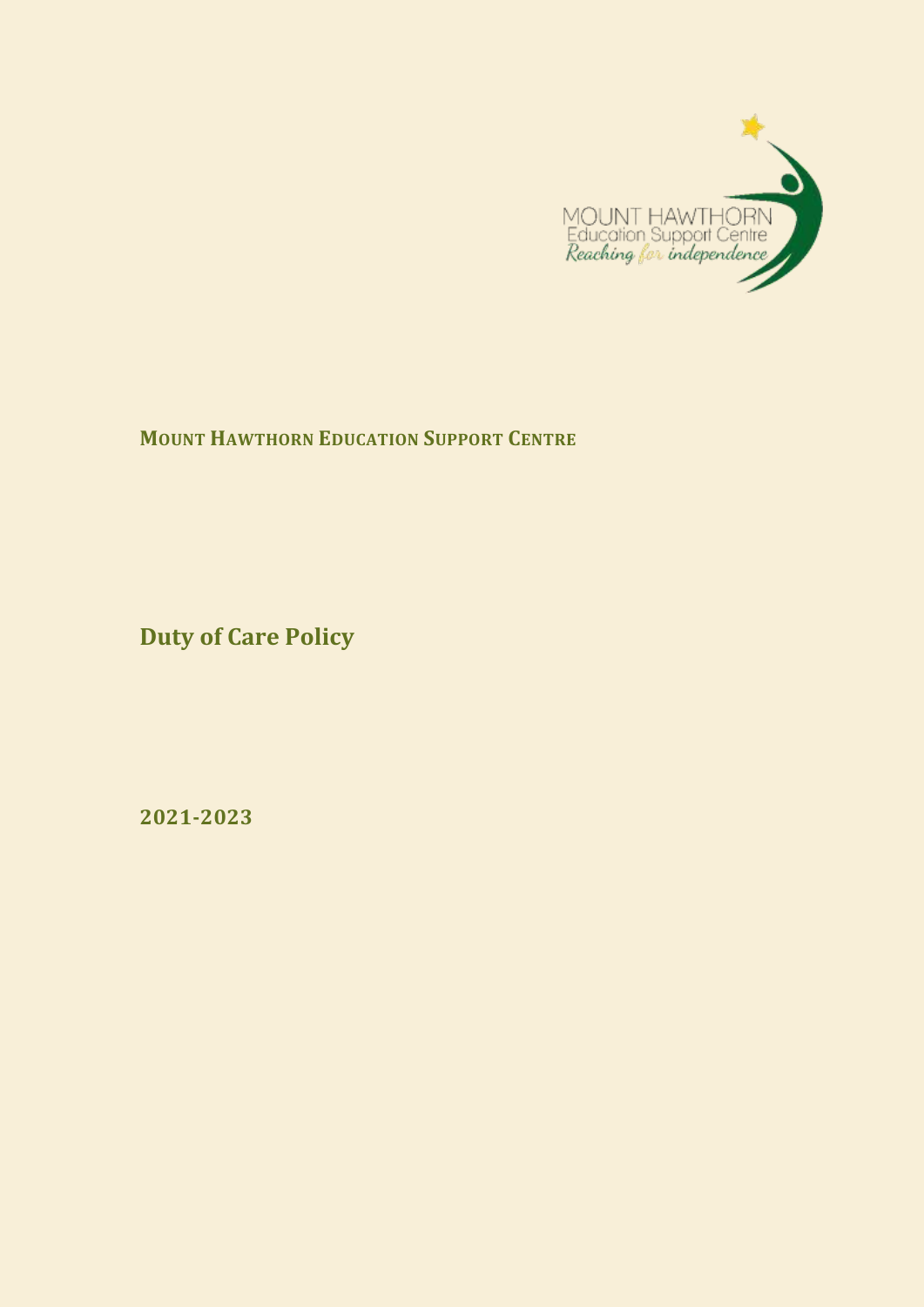MOUNT HAWTHORN
Education Support Centre
*Reaching for independence*

**MOUNT HAWTHORN EDUCATION SUPPORT CENTRE**

# Duty of Care Policy

## 2021-2023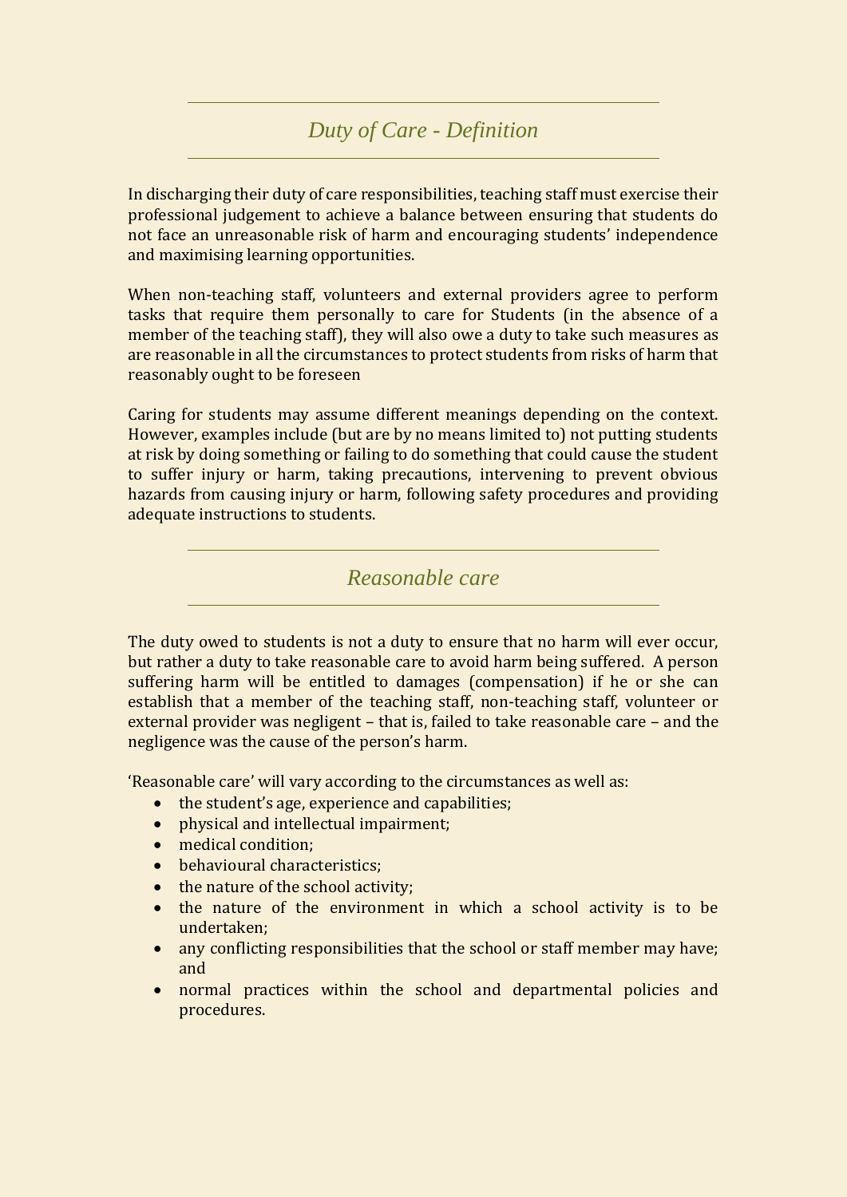## *Duty of Care - Definition*

In discharging their duty of care responsibilities, teaching staff must exercise their professional judgement to achieve a balance between ensuring that students do not face an unreasonable risk of harm and encouraging students' independence and maximising learning opportunities.

When non-teaching staff, volunteers and external providers agree to perform tasks that require them personally to care for Students (in the absence of a member of the teaching staff), they will also owe a duty to take such measures as are reasonable in all the circumstances to protect students from risks of harm that reasonably ought to be foreseen

Caring for students may assume different meanings depending on the context. However, examples include (but are by no means limited to) not putting students at risk by doing something or failing to do something that could cause the student to suffer injury or harm, taking precautions, intervening to prevent obvious hazards from causing injury or harm, following safety procedures and providing adequate instructions to students.

## *Reasonable care*

The duty owed to students is not a duty to ensure that no harm will ever occur, but rather a duty to take reasonable care to avoid harm being suffered. A person suffering harm will be entitled to damages (compensation) if he or she can establish that a member of the teaching staff, non-teaching staff, volunteer or external provider was negligent – that is, failed to take reasonable care – and the negligence was the cause of the person's harm.

'Reasonable care' will vary according to the circumstances as well as:

- the student's age, experience and capabilities;
- physical and intellectual impairment;
- medical condition;
- behavioural characteristics;
- the nature of the school activity;
- the nature of the environment in which a school activity is to be undertaken;
- any conflicting responsibilities that the school or staff member may have; and
- normal practices within the school and departmental policies and procedures.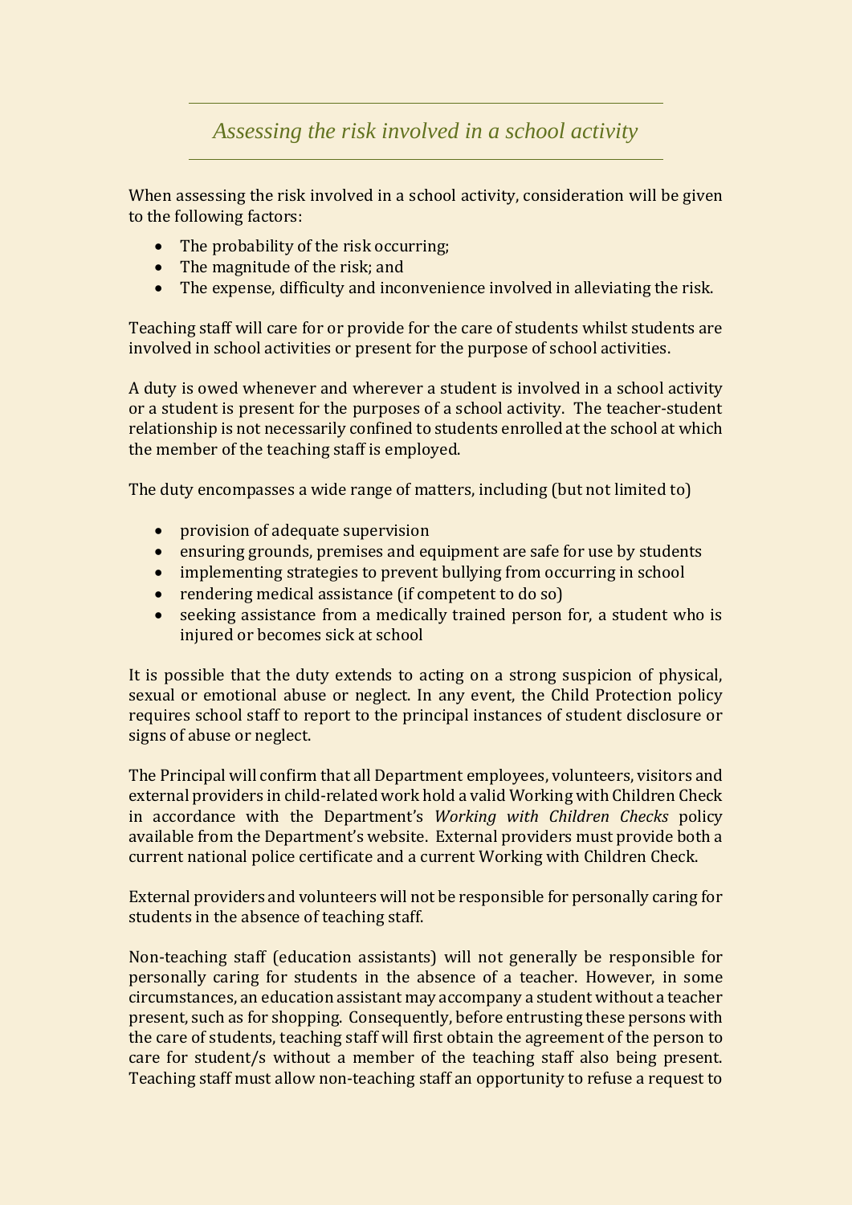## *Assessing the risk involved in a school activity*

When assessing the risk involved in a school activity, consideration will be given to the following factors:

- The probability of the risk occurring;
- The magnitude of the risk; and
- The expense, difficulty and inconvenience involved in alleviating the risk.

Teaching staff will care for or provide for the care of students whilst students are involved in school activities or present for the purpose of school activities.

A duty is owed whenever and wherever a student is involved in a school activity or a student is present for the purposes of a school activity. The teacher-student relationship is not necessarily confined to students enrolled at the school at which the member of the teaching staff is employed.

The duty encompasses a wide range of matters, including (but not limited to)

- provision of adequate supervision
- ensuring grounds, premises and equipment are safe for use by students
- implementing strategies to prevent bullying from occurring in school
- rendering medical assistance (if competent to do so)
- seeking assistance from a medically trained person for, a student who is injured or becomes sick at school

It is possible that the duty extends to acting on a strong suspicion of physical, sexual or emotional abuse or neglect. In any event, the Child Protection policy requires school staff to report to the principal instances of student disclosure or signs of abuse or neglect.

The Principal will confirm that all Department employees, volunteers, visitors and external providers in child-related work hold a valid Working with Children Check in accordance with the Department's *Working with Children Checks* policy available from the Department's website. External providers must provide both a current national police certificate and a current Working with Children Check.

External providers and volunteers will not be responsible for personally caring for students in the absence of teaching staff.

Non-teaching staff (education assistants) will not generally be responsible for personally caring for students in the absence of a teacher. However, in some circumstances, an education assistant may accompany a student without a teacher present, such as for shopping. Consequently, before entrusting these persons with the care of students, teaching staff will first obtain the agreement of the person to care for student/s without a member of the teaching staff also being present. Teaching staff must allow non-teaching staff an opportunity to refuse a request to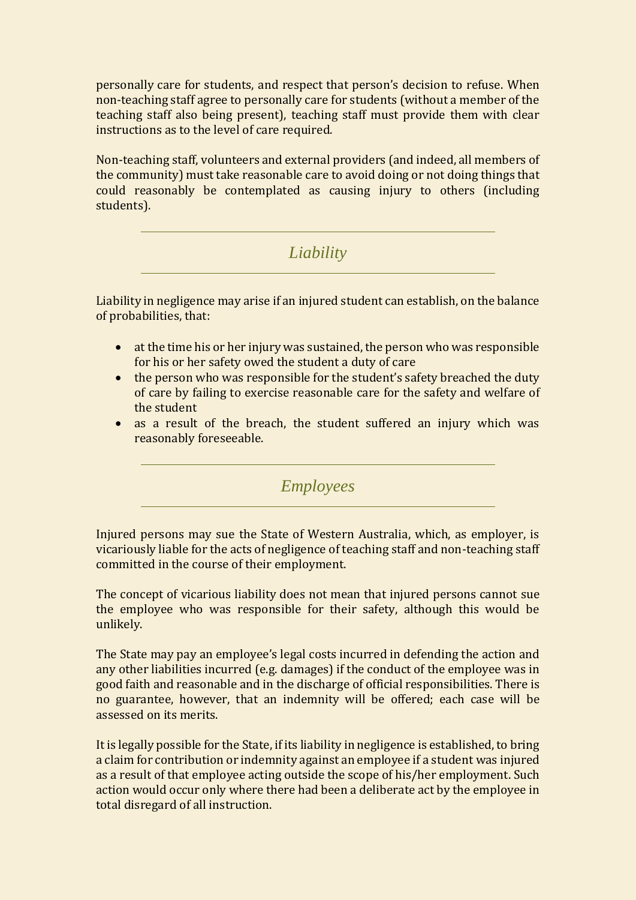personally care for students, and respect that person's decision to refuse. When non-teaching staff agree to personally care for students (without a member of the teaching staff also being present), teaching staff must provide them with clear instructions as to the level of care required.

Non-teaching staff, volunteers and external providers (and indeed, all members of the community) must take reasonable care to avoid doing or not doing things that could reasonably be contemplated as causing injury to others (including students).

## *Liability*

Liability in negligence may arise if an injured student can establish, on the balance of probabilities, that:

- at the time his or her injury was sustained, the person who was responsible for his or her safety owed the student a duty of care
- the person who was responsible for the student's safety breached the duty of care by failing to exercise reasonable care for the safety and welfare of the student
- as a result of the breach, the student suffered an injury which was reasonably foreseeable.

## *Employees*

Injured persons may sue the State of Western Australia, which, as employer, is vicariously liable for the acts of negligence of teaching staff and non-teaching staff committed in the course of their employment.

The concept of vicarious liability does not mean that injured persons cannot sue the employee who was responsible for their safety, although this would be unlikely.

The State may pay an employee's legal costs incurred in defending the action and any other liabilities incurred (e.g. damages) if the conduct of the employee was in good faith and reasonable and in the discharge of official responsibilities. There is no guarantee, however, that an indemnity will be offered; each case will be assessed on its merits.

It is legally possible for the State, if its liability in negligence is established, to bring a claim for contribution or indemnity against an employee if a student was injured as a result of that employee acting outside the scope of his/her employment. Such action would occur only where there had been a deliberate act by the employee in total disregard of all instruction.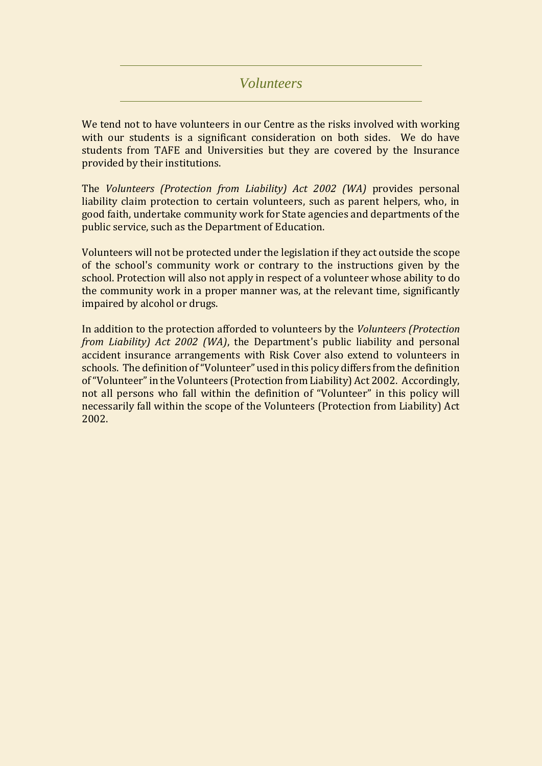## *Volunteers*

We tend not to have volunteers in our Centre as the risks involved with working with our students is a significant consideration on both sides. We do have students from TAFE and Universities but they are covered by the Insurance provided by their institutions.

The *Volunteers (Protection from Liability) Act 2002 (WA)* provides personal liability claim protection to certain volunteers, such as parent helpers, who, in good faith, undertake community work for State agencies and departments of the public service, such as the Department of Education.

Volunteers will not be protected under the legislation if they act outside the scope of the school's community work or contrary to the instructions given by the school. Protection will also not apply in respect of a volunteer whose ability to do the community work in a proper manner was, at the relevant time, significantly impaired by alcohol or drugs.

In addition to the protection afforded to volunteers by the *Volunteers (Protection from Liability) Act 2002 (WA)*, the Department's public liability and personal accident insurance arrangements with Risk Cover also extend to volunteers in schools. The definition of "Volunteer" used in this policy differs from the definition of "Volunteer" in the Volunteers (Protection from Liability) Act 2002. Accordingly, not all persons who fall within the definition of "Volunteer" in this policy will necessarily fall within the scope of the Volunteers (Protection from Liability) Act 2002.